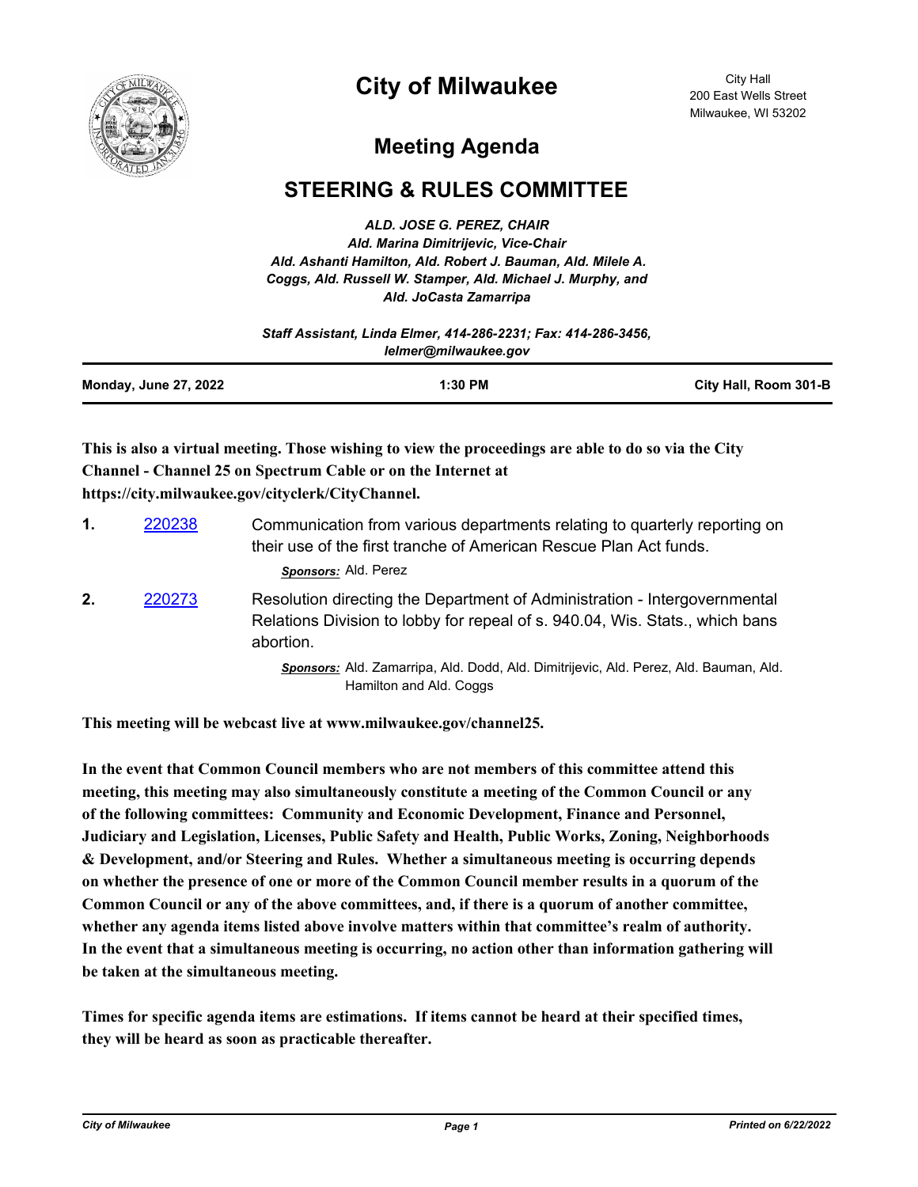# City of Milwaukee

City Hall
200 East Wells Street
Milwaukee, WI 53202

## Meeting Agenda

## STEERING & RULES COMMITTEE

*ALD. JOSE G. PEREZ, CHAIR*
*Ald. Marina Dimitrijevic, Vice-Chair*
*Ald. Ashanti Hamilton, Ald. Robert J. Bauman, Ald. Milele A. Coggs, Ald. Russell W. Stamper, Ald. Michael J. Murphy, and Ald. JoCasta Zamarripa*

*Staff Assistant, Linda Elmer, 414-286-2231; Fax: 414-286-3456, lelmer@milwaukee.gov*

**Monday, June 27, 2022** | **1:30 PM** | **City Hall, Room 301-B**

**This is also a virtual meeting. Those wishing to view the proceedings are able to do so via the City Channel - Channel 25 on Spectrum Cable or on the Internet at https://city.milwaukee.gov/cityclerk/CityChannel.**

1. 220238 — Communication from various departments relating to quarterly reporting on their use of the first tranche of American Rescue Plan Act funds.

   ***Sponsors:*** Ald. Perez

2. 220273 — Resolution directing the Department of Administration - Intergovernmental Relations Division to lobby for repeal of s. 940.04, Wis. Stats., which bans abortion.

   ***Sponsors:*** Ald. Zamarripa, Ald. Dodd, Ald. Dimitrijevic, Ald. Perez, Ald. Bauman, Ald. Hamilton and Ald. Coggs

**This meeting will be webcast live at www.milwaukee.gov/channel25.**

**In the event that Common Council members who are not members of this committee attend this meeting, this meeting may also simultaneously constitute a meeting of the Common Council or any of the following committees: Community and Economic Development, Finance and Personnel, Judiciary and Legislation, Licenses, Public Safety and Health, Public Works, Zoning, Neighborhoods & Development, and/or Steering and Rules. Whether a simultaneous meeting is occurring depends on whether the presence of one or more of the Common Council member results in a quorum of the Common Council or any of the above committees, and, if there is a quorum of another committee, whether any agenda items listed above involve matters within that committee's realm of authority. In the event that a simultaneous meeting is occurring, no action other than information gathering will be taken at the simultaneous meeting.**

**Times for specific agenda items are estimations. If items cannot be heard at their specified times, they will be heard as soon as practicable thereafter.**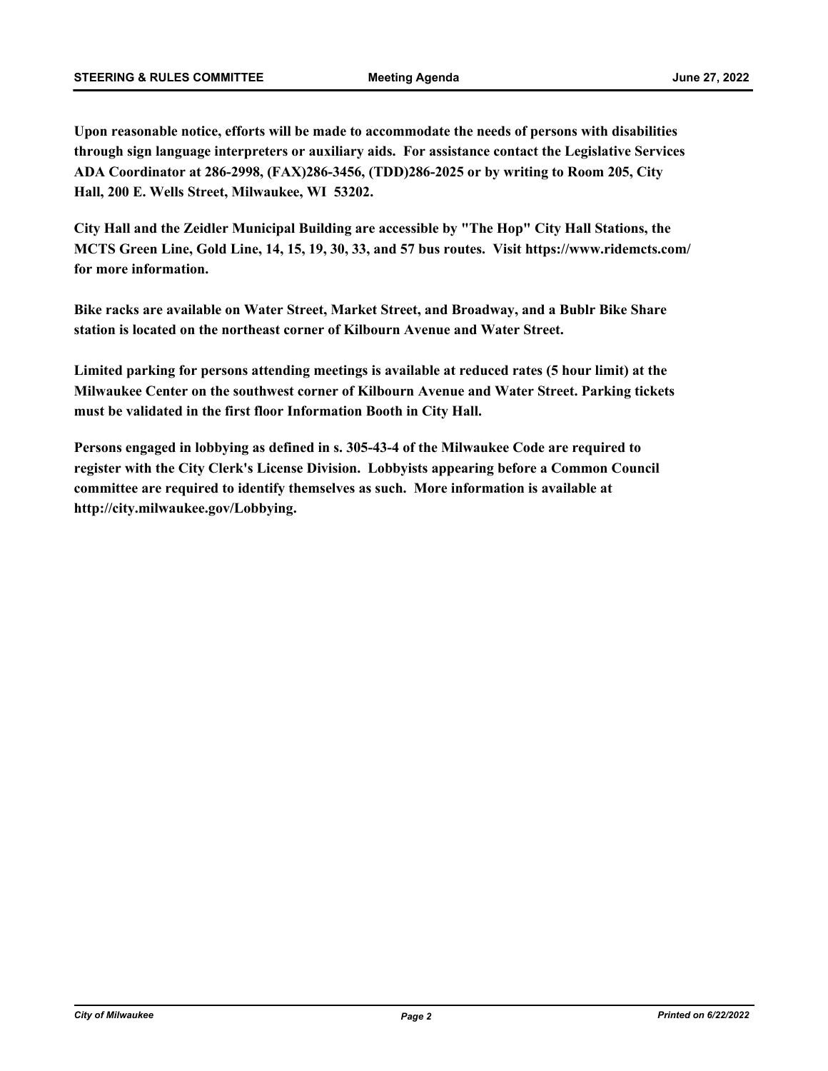**Upon reasonable notice, efforts will be made to accommodate the needs of persons with disabilities through sign language interpreters or auxiliary aids. For assistance contact the Legislative Services ADA Coordinator at 286-2998, (FAX)286-3456, (TDD)286-2025 or by writing to Room 205, City Hall, 200 E. Wells Street, Milwaukee, WI 53202.**

**City Hall and the Zeidler Municipal Building are accessible by "The Hop" City Hall Stations, the MCTS Green Line, Gold Line, 14, 15, 19, 30, 33, and 57 bus routes. Visit https://www.ridemcts.com/ for more information.**

**Bike racks are available on Water Street, Market Street, and Broadway, and a Bublr Bike Share station is located on the northeast corner of Kilbourn Avenue and Water Street.**

**Limited parking for persons attending meetings is available at reduced rates (5 hour limit) at the Milwaukee Center on the southwest corner of Kilbourn Avenue and Water Street. Parking tickets must be validated in the first floor Information Booth in City Hall.**

**Persons engaged in lobbying as defined in s. 305-43-4 of the Milwaukee Code are required to register with the City Clerk's License Division. Lobbyists appearing before a Common Council committee are required to identify themselves as such. More information is available at http://city.milwaukee.gov/Lobbying.**